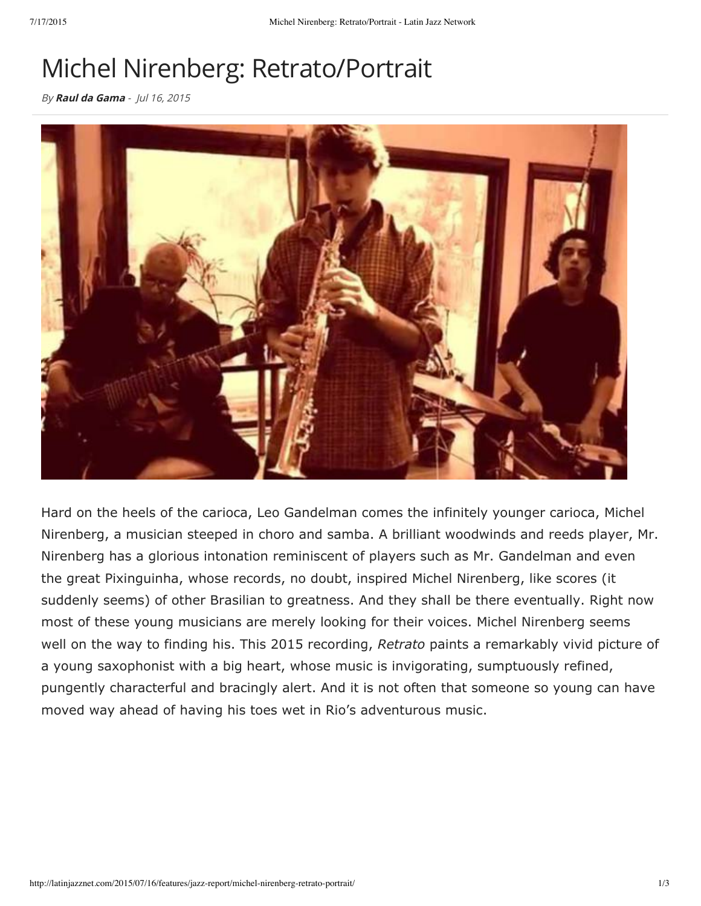# Michel Nirenberg: Retrato/Portrait

*By* ***Raul da Gama*** *- Jul 16, 2015*

Hard on the heels of the carioca, Leo Gandelman comes the infinitely younger carioca, Michel Nirenberg, a musician steeped in choro and samba. A brilliant woodwinds and reeds player, Mr. Nirenberg has a glorious intonation reminiscent of players such as Mr. Gandelman and even the great Pixinguinha, whose records, no doubt, inspired Michel Nirenberg, like scores (it suddenly seems) of other Brasilian to greatness. And they shall be there eventually. Right now most of these young musicians are merely looking for their voices. Michel Nirenberg seems well on the way to finding his. This 2015 recording, *Retrato* paints a remarkably vivid picture of a young saxophonist with a big heart, whose music is invigorating, sumptuously refined, pungently characterful and bracingly alert. And it is not often that someone so young can have moved way ahead of having his toes wet in Rio's adventurous music.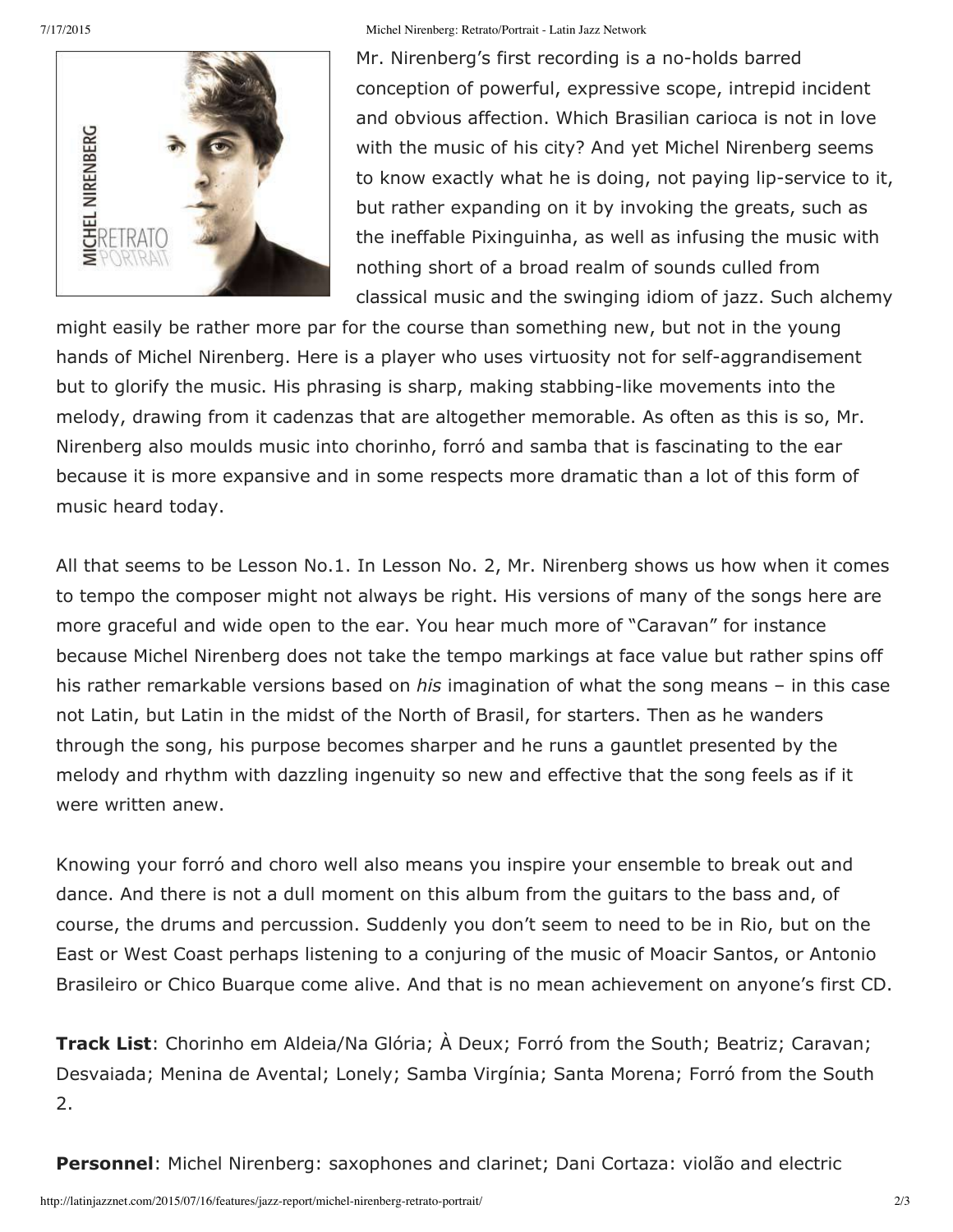Mr. Nirenberg's first recording is a no-holds barred conception of powerful, expressive scope, intrepid incident and obvious affection. Which Brasilian carioca is not in love with the music of his city? And yet Michel Nirenberg seems to know exactly what he is doing, not paying lip-service to it, but rather expanding on it by invoking the greats, such as the ineffable Pixinguinha, as well as infusing the music with nothing short of a broad realm of sounds culled from classical music and the swinging idiom of jazz. Such alchemy might easily be rather more par for the course than something new, but not in the young hands of Michel Nirenberg. Here is a player who uses virtuosity not for self-aggrandisement but to glorify the music. His phrasing is sharp, making stabbing-like movements into the melody, drawing from it cadenzas that are altogether memorable. As often as this is so, Mr. Nirenberg also moulds music into chorinho, forró and samba that is fascinating to the ear because it is more expansive and in some respects more dramatic than a lot of this form of music heard today.

All that seems to be Lesson No.1. In Lesson No. 2, Mr. Nirenberg shows us how when it comes to tempo the composer might not always be right. His versions of many of the songs here are more graceful and wide open to the ear. You hear much more of "Caravan" for instance because Michel Nirenberg does not take the tempo markings at face value but rather spins off his rather remarkable versions based on *his* imagination of what the song means – in this case not Latin, but Latin in the midst of the North of Brasil, for starters. Then as he wanders through the song, his purpose becomes sharper and he runs a gauntlet presented by the melody and rhythm with dazzling ingenuity so new and effective that the song feels as if it were written anew.

Knowing your forró and choro well also means you inspire your ensemble to break out and dance. And there is not a dull moment on this album from the guitars to the bass and, of course, the drums and percussion. Suddenly you don't seem to need to be in Rio, but on the East or West Coast perhaps listening to a conjuring of the music of Moacir Santos, or Antonio Brasileiro or Chico Buarque come alive. And that is no mean achievement on anyone's first CD.

**Track List**: Chorinho em Aldeia/Na Glória; À Deux; Forró from the South; Beatriz; Caravan; Desvaiada; Menina de Avental; Lonely; Samba Virgínia; Santa Morena; Forró from the South 2.

**Personnel**: Michel Nirenberg: saxophones and clarinet; Dani Cortaza: violão and electric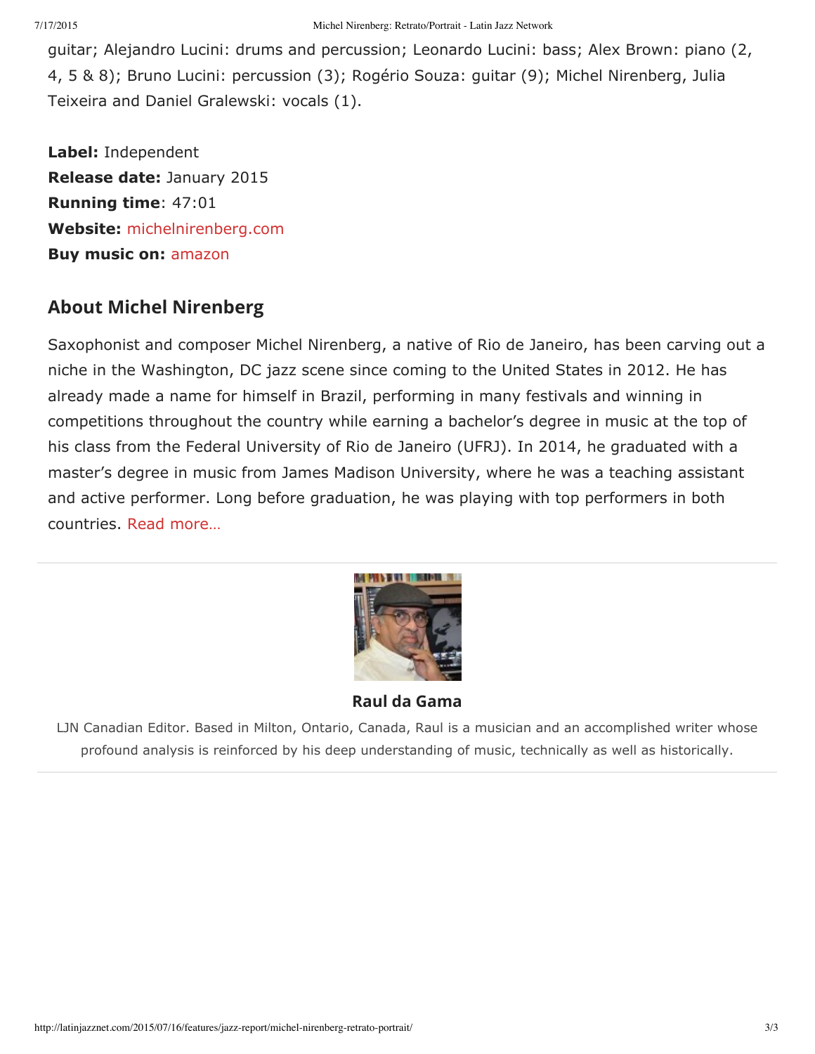guitar; Alejandro Lucini: drums and percussion; Leonardo Lucini: bass; Alex Brown: piano (2, 4, 5 & 8); Bruno Lucini: percussion (3); Rogério Souza: guitar (9); Michel Nirenberg, Julia Teixeira and Daniel Gralewski: vocals (1).

**Label:** Independent
**Release date:** January 2015
**Running time**: 47:01
**Website:** michelnirenberg.com
**Buy music on:** amazon

## About Michel Nirenberg

Saxophonist and composer Michel Nirenberg, a native of Rio de Janeiro, has been carving out a niche in the Washington, DC jazz scene since coming to the United States in 2012. He has already made a name for himself in Brazil, performing in many festivals and winning in competitions throughout the country while earning a bachelor's degree in music at the top of his class from the Federal University of Rio de Janeiro (UFRJ). In 2014, he graduated with a master's degree in music from James Madison University, where he was a teaching assistant and active performer. Long before graduation, he was playing with top performers in both countries. Read more…

### Raul da Gama

LJN Canadian Editor. Based in Milton, Ontario, Canada, Raul is a musician and an accomplished writer whose profound analysis is reinforced by his deep understanding of music, technically as well as historically.